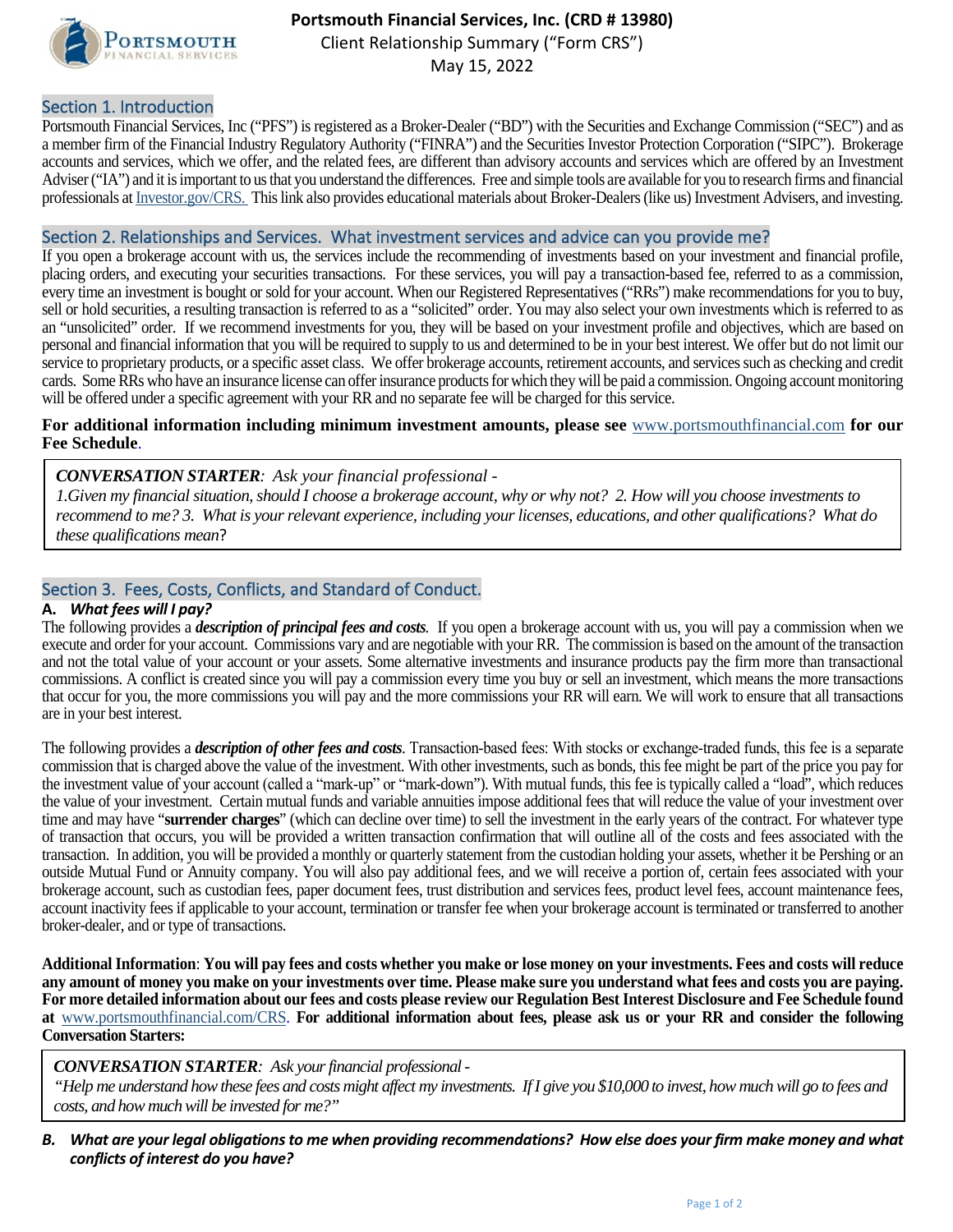**Portsmouth Financial Services, Inc. (CRD # 13980)**
Client Relationship Summary ("Form CRS")
May 15, 2022

## Section 1. Introduction

Portsmouth Financial Services, Inc ("PFS") is registered as a Broker-Dealer ("BD") with the Securities and Exchange Commission ("SEC") and as a member firm of the Financial Industry Regulatory Authority ("FINRA") and the Securities Investor Protection Corporation ("SIPC"). Brokerage accounts and services, which we offer, and the related fees, are different than advisory accounts and services which are offered by an Investment Adviser ("IA") and it is important to us that you understand the differences. Free and simple tools are available for you to research firms and financial professionals at Investor.gov/CRS. This link also provides educational materials about Broker-Dealers (like us) Investment Advisers, and investing.

## Section 2. Relationships and Services. What investment services and advice can you provide me?

If you open a brokerage account with us, the services include the recommending of investments based on your investment and financial profile, placing orders, and executing your securities transactions. For these services, you will pay a transaction-based fee, referred to as a commission, every time an investment is bought or sold for your account. When our Registered Representatives ("RRs") make recommendations for you to buy, sell or hold securities, a resulting transaction is referred to as a "solicited" order. You may also select your own investments which is referred to as an "unsolicited" order. If we recommend investments for you, they will be based on your investment profile and objectives, which are based on personal and financial information that you will be required to supply to us and determined to be in your best interest. We offer but do not limit our service to proprietary products, or a specific asset class. We offer brokerage accounts, retirement accounts, and services such as checking and credit cards. Some RRs who have an insurance license can offer insurance products for which they will be paid a commission. Ongoing account monitoring will be offered under a specific agreement with your RR and no separate fee will be charged for this service.

**For additional information including minimum investment amounts, please see** www.portsmouthfinancial.com **for our Fee Schedule**.

> ***CONVERSATION STARTER**: Ask your financial professional -*
> *1.Given my financial situation, should I choose a brokerage account, why or why not? 2. How will you choose investments to recommend to me? 3. What is your relevant experience, including your licenses, educations, and other qualifications? What do these qualifications mean*?

## Section 3. Fees, Costs, Conflicts, and Standard of Conduct.

### A. *What fees will I pay?*

The following provides a ***description of principal fees and costs***. If you open a brokerage account with us, you will pay a commission when we execute and order for your account. Commissions vary and are negotiable with your RR. The commission is based on the amount of the transaction and not the total value of your account or your assets. Some alternative investments and insurance products pay the firm more than transactional commissions. A conflict is created since you will pay a commission every time you buy or sell an investment, which means the more transactions that occur for you, the more commissions you will pay and the more commissions your RR will earn. We will work to ensure that all transactions are in your best interest.

The following provides a ***description of other fees and costs***. Transaction-based fees: With stocks or exchange-traded funds, this fee is a separate commission that is charged above the value of the investment. With other investments, such as bonds, this fee might be part of the price you pay for the investment value of your account (called a "mark-up" or "mark-down"). With mutual funds, this fee is typically called a "load", which reduces the value of your investment. Certain mutual funds and variable annuities impose additional fees that will reduce the value of your investment over time and may have "**surrender charges**" (which can decline over time) to sell the investment in the early years of the contract. For whatever type of transaction that occurs, you will be provided a written transaction confirmation that will outline all of the costs and fees associated with the transaction. In addition, you will be provided a monthly or quarterly statement from the custodian holding your assets, whether it be Pershing or an outside Mutual Fund or Annuity company. You will also pay additional fees, and we will receive a portion of, certain fees associated with your brokerage account, such as custodian fees, paper document fees, trust distribution and services fees, product level fees, account maintenance fees, account inactivity fees if applicable to your account, termination or transfer fee when your brokerage account is terminated or transferred to another broker-dealer, and or type of transactions.

**Additional Information**: **You will pay fees and costs whether you make or lose money on your investments. Fees and costs will reduce any amount of money you make on your investments over time. Please make sure you understand what fees and costs you are paying. For more detailed information about our fees and costs please review our Regulation Best Interest Disclosure and Fee Schedule found at** www.portsmouthfinancial.com/CRS. **For additional information about fees, please ask us or your RR and consider the following Conversation Starters:**

> ***CONVERSATION STARTER**: Ask your financial professional -*
> *"Help me understand how these fees and costs might affect my investments. If I give you $10,000 to invest, how much will go to fees and costs, and how much will be invested for me?"*

### B. *What are your legal obligations to me when providing recommendations? How else does your firm make money and what conflicts of interest do you have?*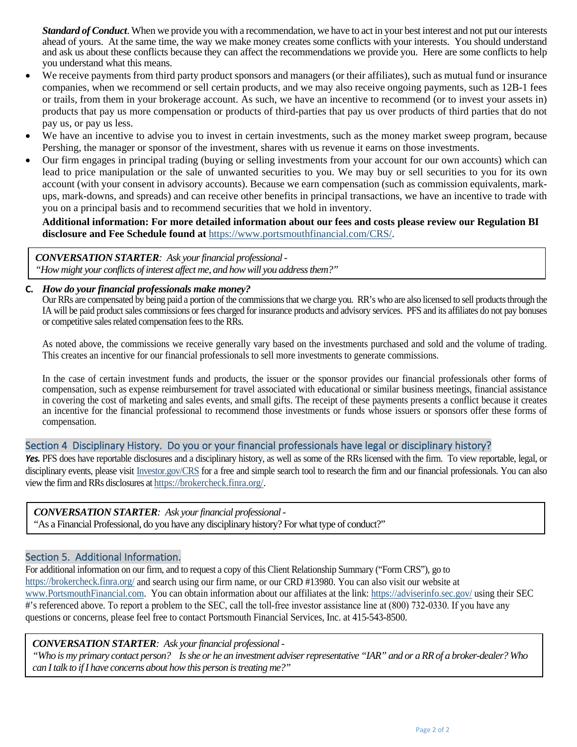***Standard of Conduct***. When we provide you with a recommendation, we have to act in your best interest and not put our interests ahead of yours. At the same time, the way we make money creates some conflicts with your interests. You should understand and ask us about these conflicts because they can affect the recommendations we provide you. Here are some conflicts to help you understand what this means.

- We receive payments from third party product sponsors and managers (or their affiliates), such as mutual fund or insurance companies, when we recommend or sell certain products, and we may also receive ongoing payments, such as 12B-1 fees or trails, from them in your brokerage account. As such, we have an incentive to recommend (or to invest your assets in) products that pay us more compensation or products of third-parties that pay us over products of third parties that do not pay us, or pay us less.
- We have an incentive to advise you to invest in certain investments, such as the money market sweep program, because Pershing, the manager or sponsor of the investment, shares with us revenue it earns on those investments.
- Our firm engages in principal trading (buying or selling investments from your account for our own accounts) which can lead to price manipulation or the sale of unwanted securities to you. We may buy or sell securities to you for its own account (with your consent in advisory accounts). Because we earn compensation (such as commission equivalents, mark-ups, mark-downs, and spreads) and can receive other benefits in principal transactions, we have an incentive to trade with you on a principal basis and to recommend securities that we hold in inventory.

**Additional information: For more detailed information about our fees and costs please review our Regulation BI disclosure and Fee Schedule found at** https://www.portsmouthfinancial.com/CRS/.

> ***CONVERSATION STARTER****: Ask your financial professional -*
> *"How might your conflicts of interest affect me, and how will you address them?"*

**C.** ***How do your financial professionals make money?***

Our RRs are compensated by being paid a portion of the commissions that we charge you. RR's who are also licensed to sell products through the IA will be paid product sales commissions or fees charged for insurance products and advisory services. PFS and its affiliates do not pay bonuses or competitive sales related compensation fees to the RRs.

As noted above, the commissions we receive generally vary based on the investments purchased and sold and the volume of trading. This creates an incentive for our financial professionals to sell more investments to generate commissions.

In the case of certain investment funds and products, the issuer or the sponsor provides our financial professionals other forms of compensation, such as expense reimbursement for travel associated with educational or similar business meetings, financial assistance in covering the cost of marketing and sales events, and small gifts. The receipt of these payments presents a conflict because it creates an incentive for the financial professional to recommend those investments or funds whose issuers or sponsors offer these forms of compensation.

## Section 4 Disciplinary History. Do you or your financial professionals have legal or disciplinary history?

***Yes.*** PFS does have reportable disclosures and a disciplinary history, as well as some of the RRs licensed with the firm. To view reportable, legal, or disciplinary events, please visit Investor.gov/CRS for a free and simple search tool to research the firm and our financial professionals. You can also view the firm and RRs disclosures at https://brokercheck.finra.org/.

> ***CONVERSATION STARTER****: Ask your financial professional -*
> "As a Financial Professional, do you have any disciplinary history? For what type of conduct?"

## Section 5. Additional Information.

For additional information on our firm, and to request a copy of this Client Relationship Summary ("Form CRS"), go to https://brokercheck.finra.org/ and search using our firm name, or our CRD #13980. You can also visit our website at www.PortsmouthFinancial.com. You can obtain information about our affiliates at the link: https://adviserinfo.sec.gov/ using their SEC #'s referenced above. To report a problem to the SEC, call the toll-free investor assistance line at (800) 732-0330. If you have any questions or concerns, please feel free to contact Portsmouth Financial Services, Inc. at 415-543-8500.

> ***CONVERSATION STARTER****: Ask your financial professional -*
> *"Who is my primary contact person? Is she or he an investment adviser representative "IAR" and or a RR of a broker-dealer? Who can I talk to if I have concerns about how this person is treating me?"*